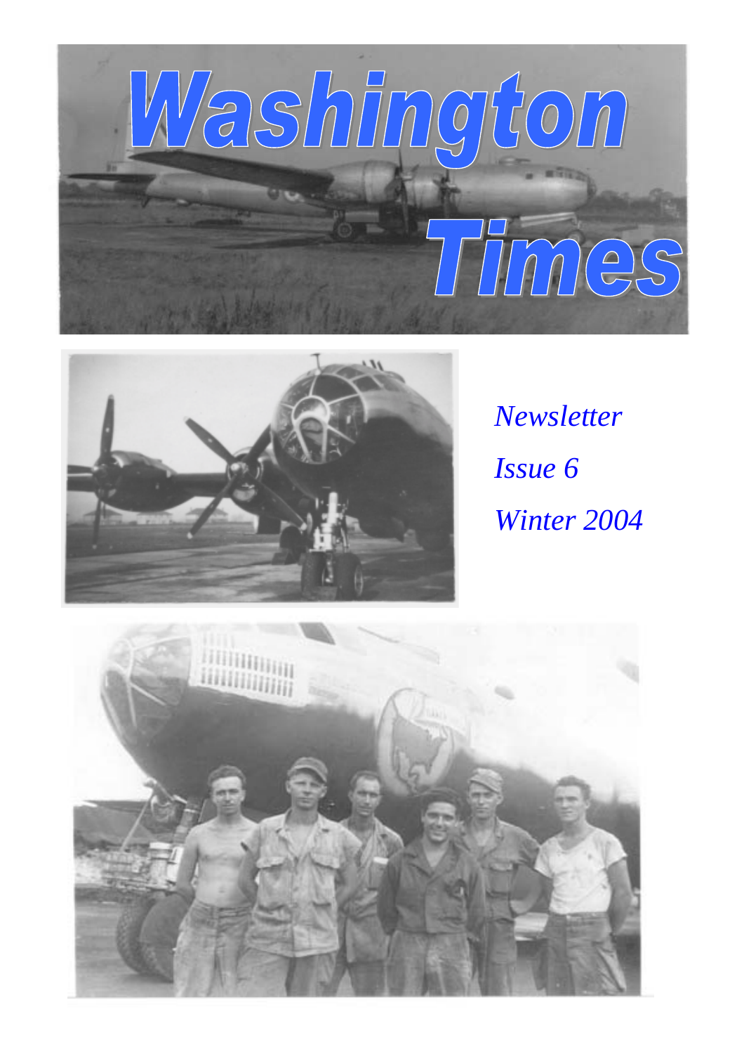# Washington Times

*Newsletter*

*Issue 6*

*Winter 2004*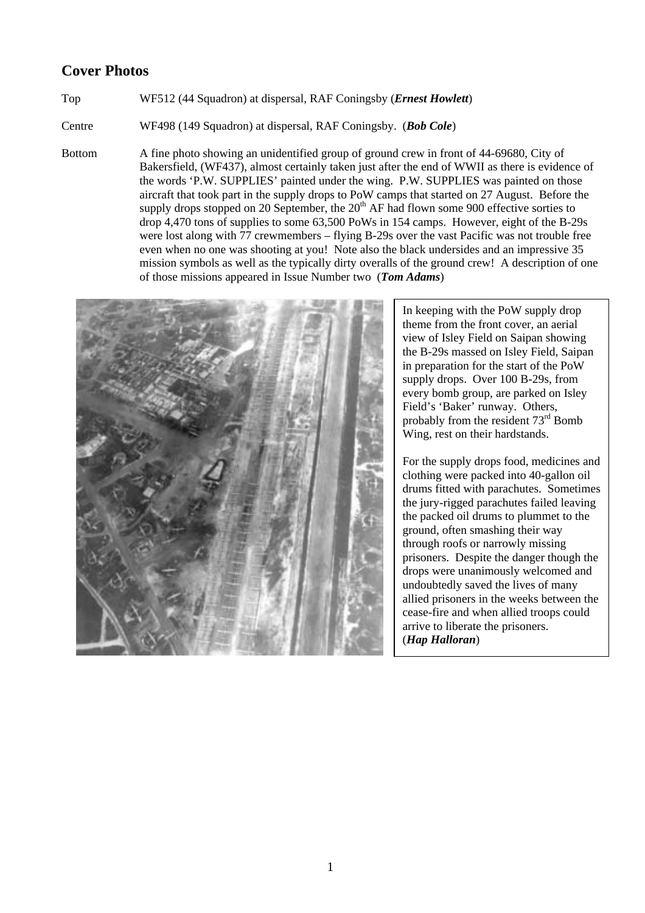## Cover Photos

Top WF512 (44 Squadron) at dispersal, RAF Coningsby (***Ernest Howlett***)

Centre WF498 (149 Squadron) at dispersal, RAF Coningsby. (***Bob Cole***)

Bottom A fine photo showing an unidentified group of ground crew in front of 44-69680, City of Bakersfield, (WF437), almost certainly taken just after the end of WWII as there is evidence of the words 'P.W. SUPPLIES' painted under the wing. P.W. SUPPLIES was painted on those aircraft that took part in the supply drops to PoW camps that started on 27 August. Before the supply drops stopped on 20 September, the 20th AF had flown some 900 effective sorties to drop 4,470 tons of supplies to some 63,500 PoWs in 154 camps. However, eight of the B-29s were lost along with 77 crewmembers – flying B-29s over the vast Pacific was not trouble free even when no one was shooting at you! Note also the black undersides and an impressive 35 mission symbols as well as the typically dirty overalls of the ground crew! A description of one of those missions appeared in Issue Number two (***Tom Adams***)

In keeping with the PoW supply drop theme from the front cover, an aerial view of Isley Field on Saipan showing the B-29s massed on Isley Field, Saipan in preparation for the start of the PoW supply drops. Over 100 B-29s, from every bomb group, are parked on Isley Field's 'Baker' runway. Others, probably from the resident 73rd Bomb Wing, rest on their hardstands.

For the supply drops food, medicines and clothing were packed into 40-gallon oil drums fitted with parachutes. Sometimes the jury-rigged parachutes failed leaving the packed oil drums to plummet to the ground, often smashing their way through roofs or narrowly missing prisoners. Despite the danger though the drops were unanimously welcomed and undoubtedly saved the lives of many allied prisoners in the weeks between the cease-fire and when allied troops could arrive to liberate the prisoners. (***Hap Halloran***)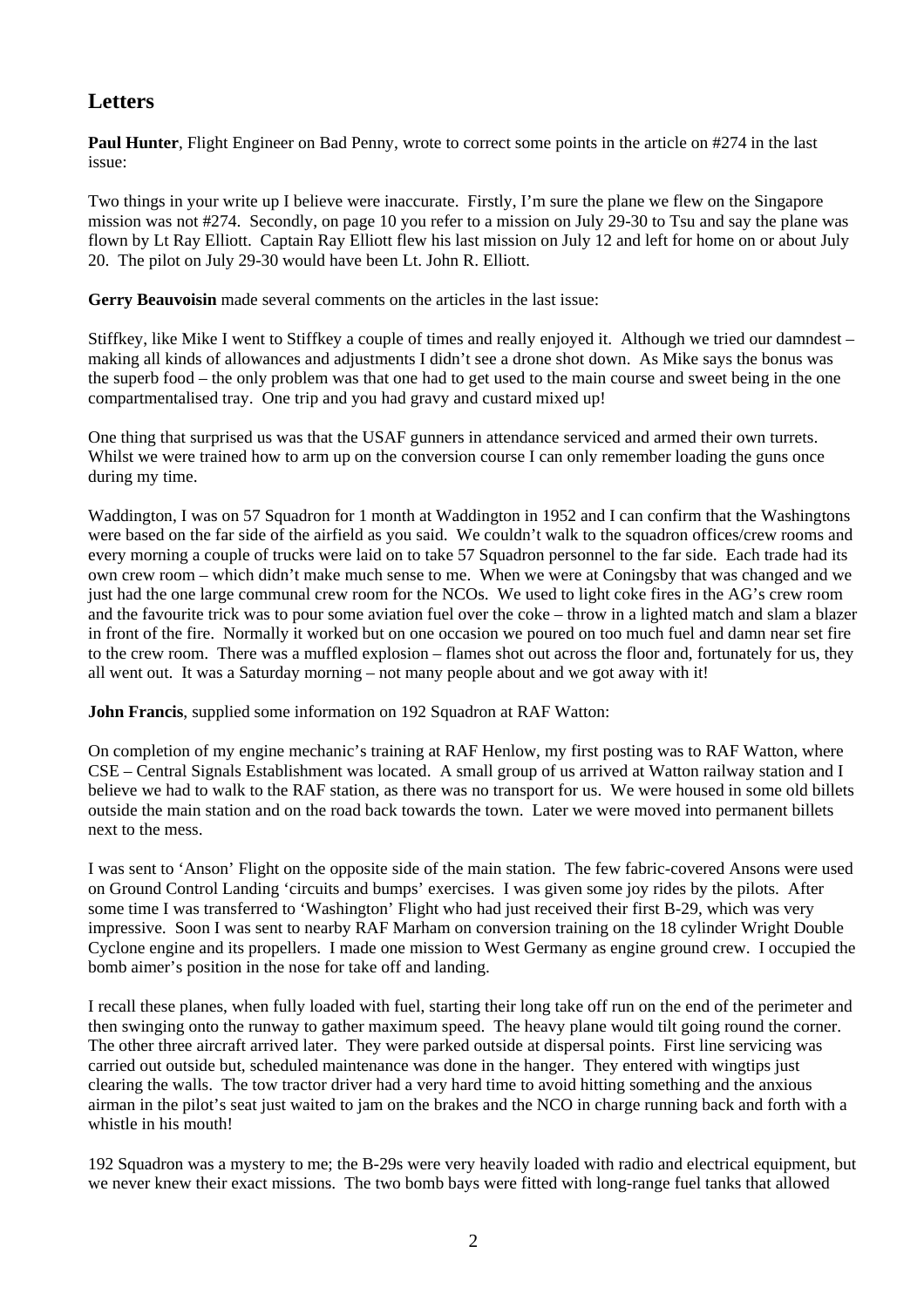## Letters

**Paul Hunter**, Flight Engineer on Bad Penny, wrote to correct some points in the article on #274 in the last issue:

Two things in your write up I believe were inaccurate. Firstly, I'm sure the plane we flew on the Singapore mission was not #274. Secondly, on page 10 you refer to a mission on July 29-30 to Tsu and say the plane was flown by Lt Ray Elliott. Captain Ray Elliott flew his last mission on July 12 and left for home on or about July 20. The pilot on July 29-30 would have been Lt. John R. Elliott.

**Gerry Beauvoisin** made several comments on the articles in the last issue:

Stiffkey, like Mike I went to Stiffkey a couple of times and really enjoyed it. Although we tried our damndest – making all kinds of allowances and adjustments I didn't see a drone shot down. As Mike says the bonus was the superb food – the only problem was that one had to get used to the main course and sweet being in the one compartmentalised tray. One trip and you had gravy and custard mixed up!

One thing that surprised us was that the USAF gunners in attendance serviced and armed their own turrets. Whilst we were trained how to arm up on the conversion course I can only remember loading the guns once during my time.

Waddington, I was on 57 Squadron for 1 month at Waddington in 1952 and I can confirm that the Washingtons were based on the far side of the airfield as you said. We couldn't walk to the squadron offices/crew rooms and every morning a couple of trucks were laid on to take 57 Squadron personnel to the far side. Each trade had its own crew room – which didn't make much sense to me. When we were at Coningsby that was changed and we just had the one large communal crew room for the NCOs. We used to light coke fires in the AG's crew room and the favourite trick was to pour some aviation fuel over the coke – throw in a lighted match and slam a blazer in front of the fire. Normally it worked but on one occasion we poured on too much fuel and damn near set fire to the crew room. There was a muffled explosion – flames shot out across the floor and, fortunately for us, they all went out. It was a Saturday morning – not many people about and we got away with it!

**John Francis**, supplied some information on 192 Squadron at RAF Watton:

On completion of my engine mechanic's training at RAF Henlow, my first posting was to RAF Watton, where CSE – Central Signals Establishment was located. A small group of us arrived at Watton railway station and I believe we had to walk to the RAF station, as there was no transport for us. We were housed in some old billets outside the main station and on the road back towards the town. Later we were moved into permanent billets next to the mess.

I was sent to 'Anson' Flight on the opposite side of the main station. The few fabric-covered Ansons were used on Ground Control Landing 'circuits and bumps' exercises. I was given some joy rides by the pilots. After some time I was transferred to 'Washington' Flight who had just received their first B-29, which was very impressive. Soon I was sent to nearby RAF Marham on conversion training on the 18 cylinder Wright Double Cyclone engine and its propellers. I made one mission to West Germany as engine ground crew. I occupied the bomb aimer's position in the nose for take off and landing.

I recall these planes, when fully loaded with fuel, starting their long take off run on the end of the perimeter and then swinging onto the runway to gather maximum speed. The heavy plane would tilt going round the corner. The other three aircraft arrived later. They were parked outside at dispersal points. First line servicing was carried out outside but, scheduled maintenance was done in the hanger. They entered with wingtips just clearing the walls. The tow tractor driver had a very hard time to avoid hitting something and the anxious airman in the pilot's seat just waited to jam on the brakes and the NCO in charge running back and forth with a whistle in his mouth!

192 Squadron was a mystery to me; the B-29s were very heavily loaded with radio and electrical equipment, but we never knew their exact missions. The two bomb bays were fitted with long-range fuel tanks that allowed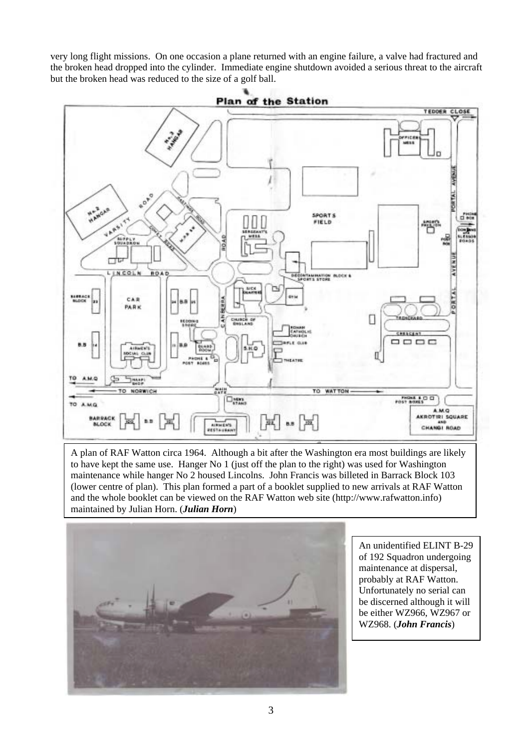very long flight missions. On one occasion a plane returned with an engine failure, a valve had fractured and the broken head dropped into the cylinder. Immediate engine shutdown avoided a serious threat to the aircraft but the broken head was reduced to the size of a golf ball.

A plan of RAF Watton circa 1964. Although a bit after the Washington era most buildings are likely to have kept the same use. Hanger No 1 (just off the plan to the right) was used for Washington maintenance while hanger No 2 housed Lincolns. John Francis was billeted in Barrack Block 103 (lower centre of plan). This plan formed a part of a booklet supplied to new arrivals at RAF Watton and the whole booklet can be viewed on the RAF Watton web site (http://www.rafwatton.info) maintained by Julian Horn. (***Julian Horn***)

An unidentified ELINT B-29 of 192 Squadron undergoing maintenance at dispersal, probably at RAF Watton. Unfortunately no serial can be discerned although it will be either WZ966, WZ967 or WZ968. (***John Francis***)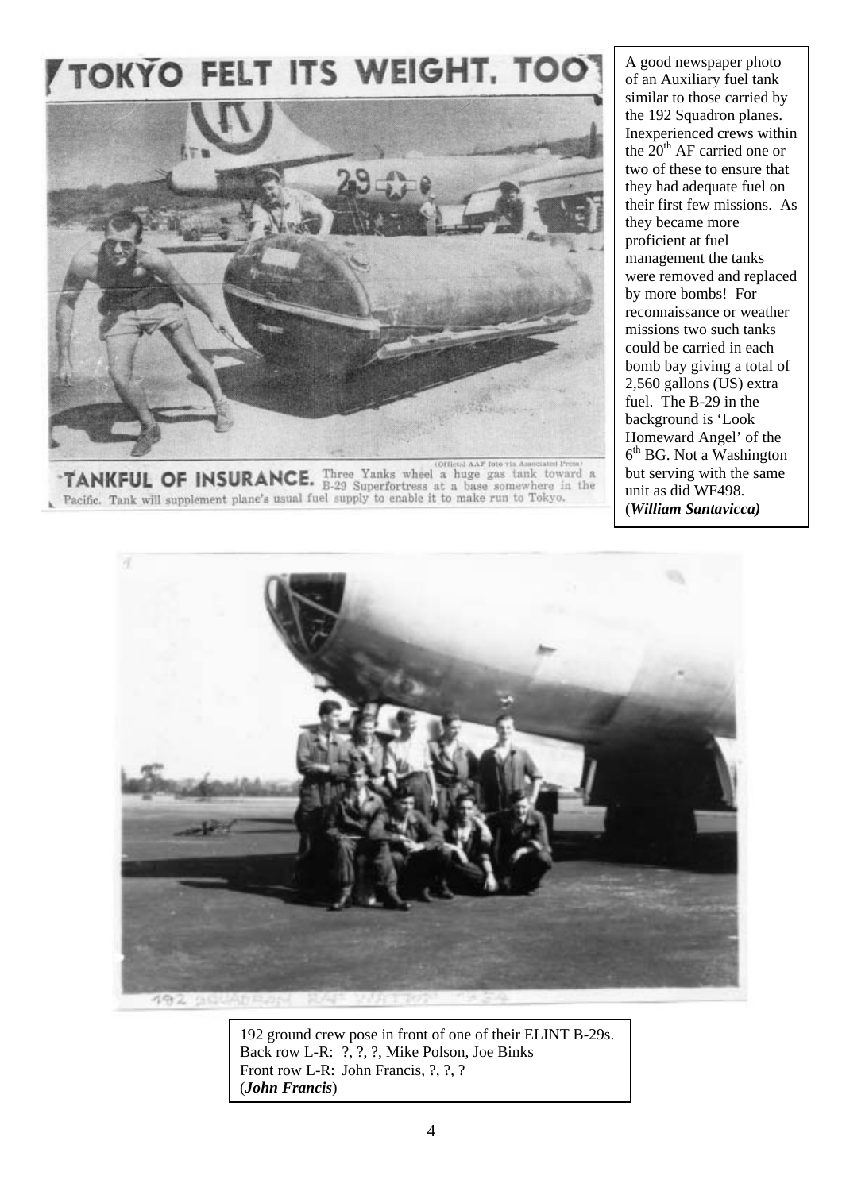A good newspaper photo of an Auxiliary fuel tank similar to those carried by the 192 Squadron planes. Inexperienced crews within the 20th AF carried one or two of these to ensure that they had adequate fuel on their first few missions. As they became more proficient at fuel management the tanks were removed and replaced by more bombs! For reconnaissance or weather missions two such tanks could be carried in each bomb bay giving a total of 2,560 gallons (US) extra fuel. The B-29 in the background is 'Look Homeward Angel' of the 6th BG. Not a Washington but serving with the same unit as did WF498. (***William Santavicca)***

192 ground crew pose in front of one of their ELINT B-29s.
Back row L-R: ?, ?, ?, Mike Polson, Joe Binks
Front row L-R: John Francis, ?, ?, ?
(***John Francis***)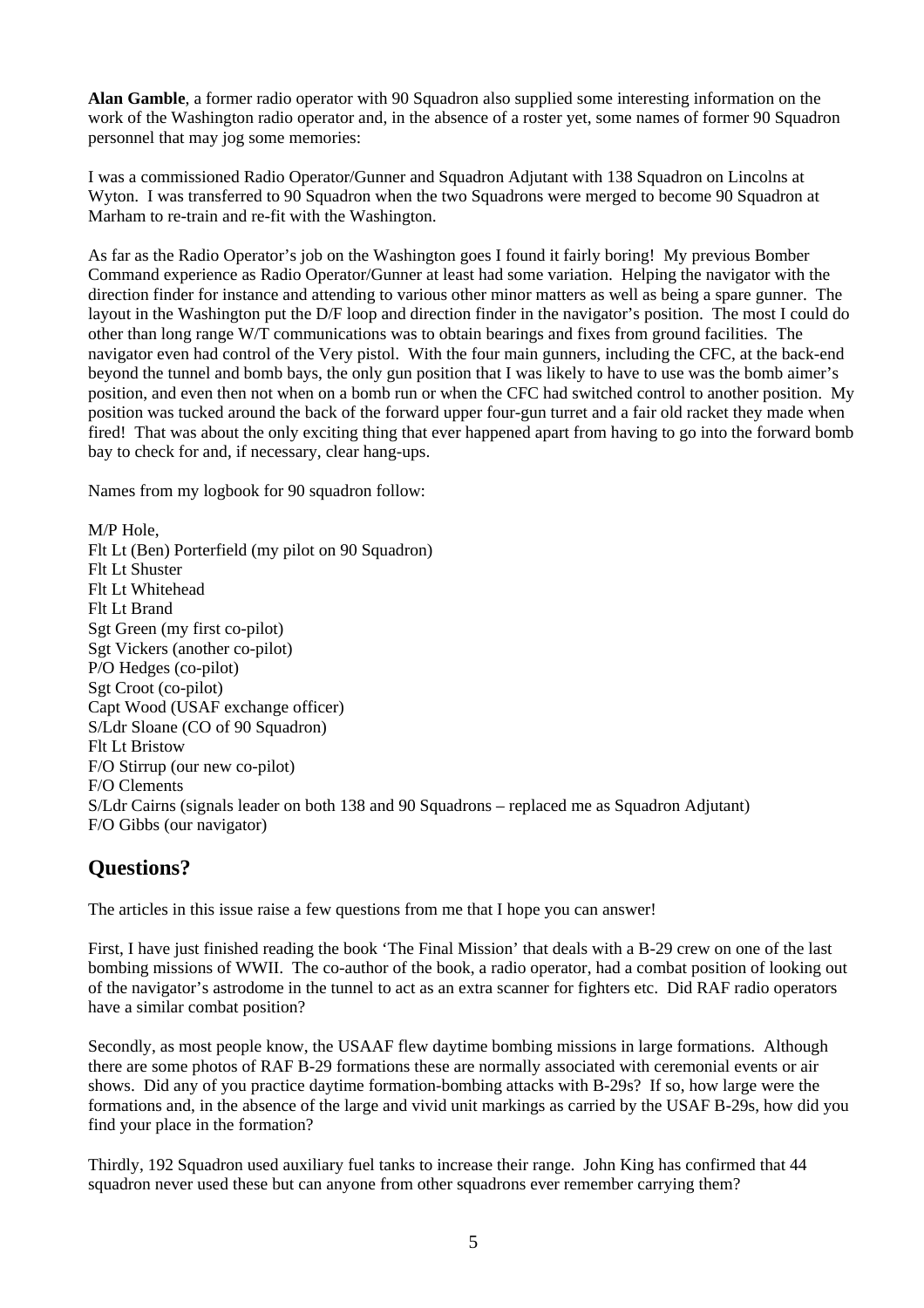**Alan Gamble**, a former radio operator with 90 Squadron also supplied some interesting information on the work of the Washington radio operator and, in the absence of a roster yet, some names of former 90 Squadron personnel that may jog some memories:

I was a commissioned Radio Operator/Gunner and Squadron Adjutant with 138 Squadron on Lincolns at Wyton. I was transferred to 90 Squadron when the two Squadrons were merged to become 90 Squadron at Marham to re-train and re-fit with the Washington.

As far as the Radio Operator's job on the Washington goes I found it fairly boring! My previous Bomber Command experience as Radio Operator/Gunner at least had some variation. Helping the navigator with the direction finder for instance and attending to various other minor matters as well as being a spare gunner. The layout in the Washington put the D/F loop and direction finder in the navigator's position. The most I could do other than long range W/T communications was to obtain bearings and fixes from ground facilities. The navigator even had control of the Very pistol. With the four main gunners, including the CFC, at the back-end beyond the tunnel and bomb bays, the only gun position that I was likely to have to use was the bomb aimer's position, and even then not when on a bomb run or when the CFC had switched control to another position. My position was tucked around the back of the forward upper four-gun turret and a fair old racket they made when fired! That was about the only exciting thing that ever happened apart from having to go into the forward bomb bay to check for and, if necessary, clear hang-ups.

Names from my logbook for 90 squadron follow:

M/P Hole,
Flt Lt (Ben) Porterfield (my pilot on 90 Squadron)
Flt Lt Shuster
Flt Lt Whitehead
Flt Lt Brand
Sgt Green (my first co-pilot)
Sgt Vickers (another co-pilot)
P/O Hedges (co-pilot)
Sgt Croot (co-pilot)
Capt Wood (USAF exchange officer)
S/Ldr Sloane (CO of 90 Squadron)
Flt Lt Bristow
F/O Stirrup (our new co-pilot)
F/O Clements
S/Ldr Cairns (signals leader on both 138 and 90 Squadrons – replaced me as Squadron Adjutant)
F/O Gibbs (our navigator)

## Questions?

The articles in this issue raise a few questions from me that I hope you can answer!

First, I have just finished reading the book 'The Final Mission' that deals with a B-29 crew on one of the last bombing missions of WWII. The co-author of the book, a radio operator, had a combat position of looking out of the navigator's astrodome in the tunnel to act as an extra scanner for fighters etc. Did RAF radio operators have a similar combat position?

Secondly, as most people know, the USAAF flew daytime bombing missions in large formations. Although there are some photos of RAF B-29 formations these are normally associated with ceremonial events or air shows. Did any of you practice daytime formation-bombing attacks with B-29s? If so, how large were the formations and, in the absence of the large and vivid unit markings as carried by the USAF B-29s, how did you find your place in the formation?

Thirdly, 192 Squadron used auxiliary fuel tanks to increase their range. John King has confirmed that 44 squadron never used these but can anyone from other squadrons ever remember carrying them?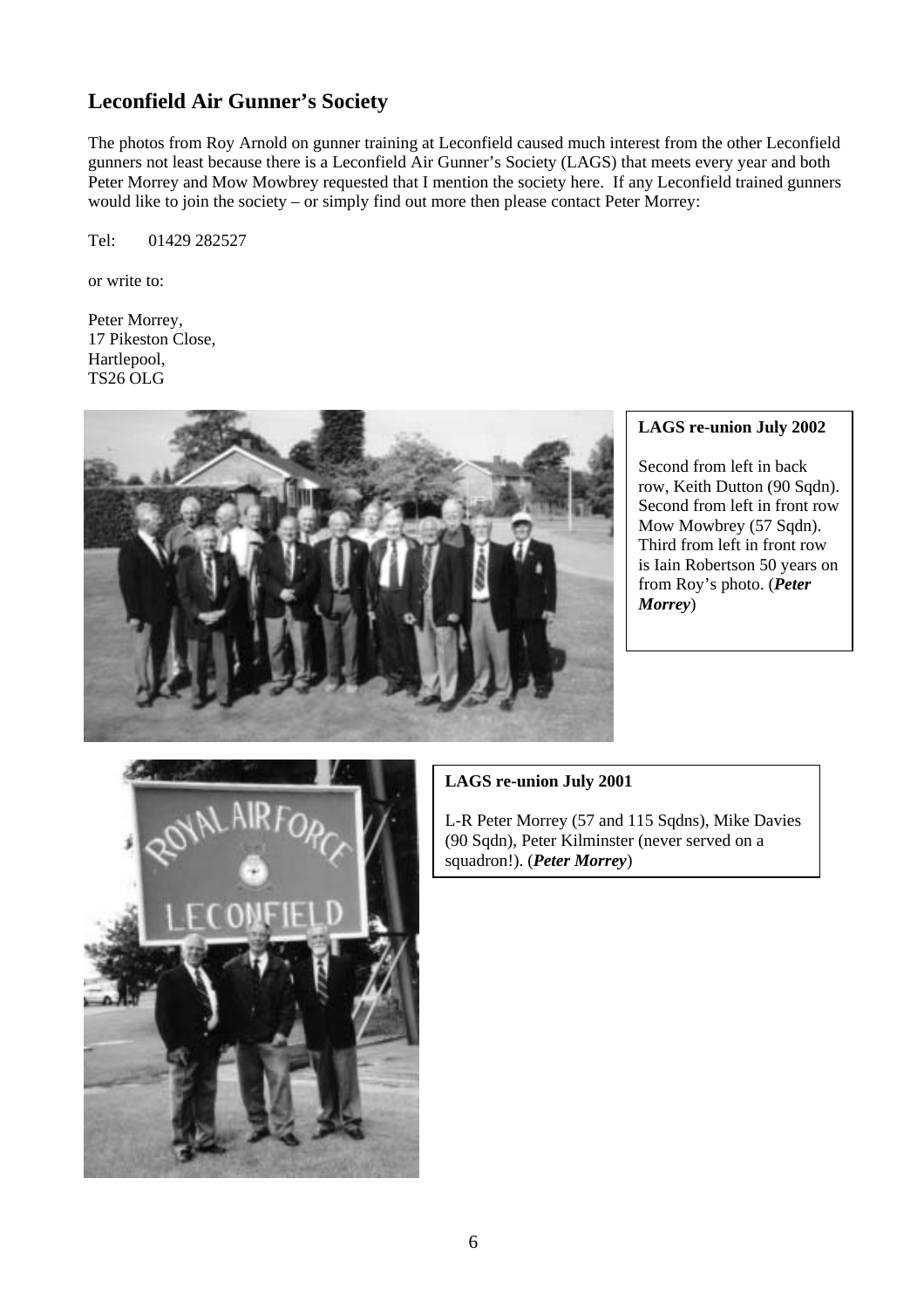## Leconfield Air Gunner's Society

The photos from Roy Arnold on gunner training at Leconfield caused much interest from the other Leconfield gunners not least because there is a Leconfield Air Gunner's Society (LAGS) that meets every year and both Peter Morrey and Mow Mowbrey requested that I mention the society here. If any Leconfield trained gunners would like to join the society – or simply find out more then please contact Peter Morrey:

Tel: 01429 282527

or write to:

Peter Morrey,
17 Pikeston Close,
Hartlepool,
TS26 OLG

**LAGS re-union July 2002**

Second from left in back row, Keith Dutton (90 Sqdn). Second from left in front row Mow Mowbrey (57 Sqdn). Third from left in front row is Iain Robertson 50 years on from Roy's photo. (***Peter Morrey***)

**LAGS re-union July 2001**

L-R Peter Morrey (57 and 115 Sqdns), Mike Davies (90 Sqdn), Peter Kilminster (never served on a squadron!). (***Peter Morrey***)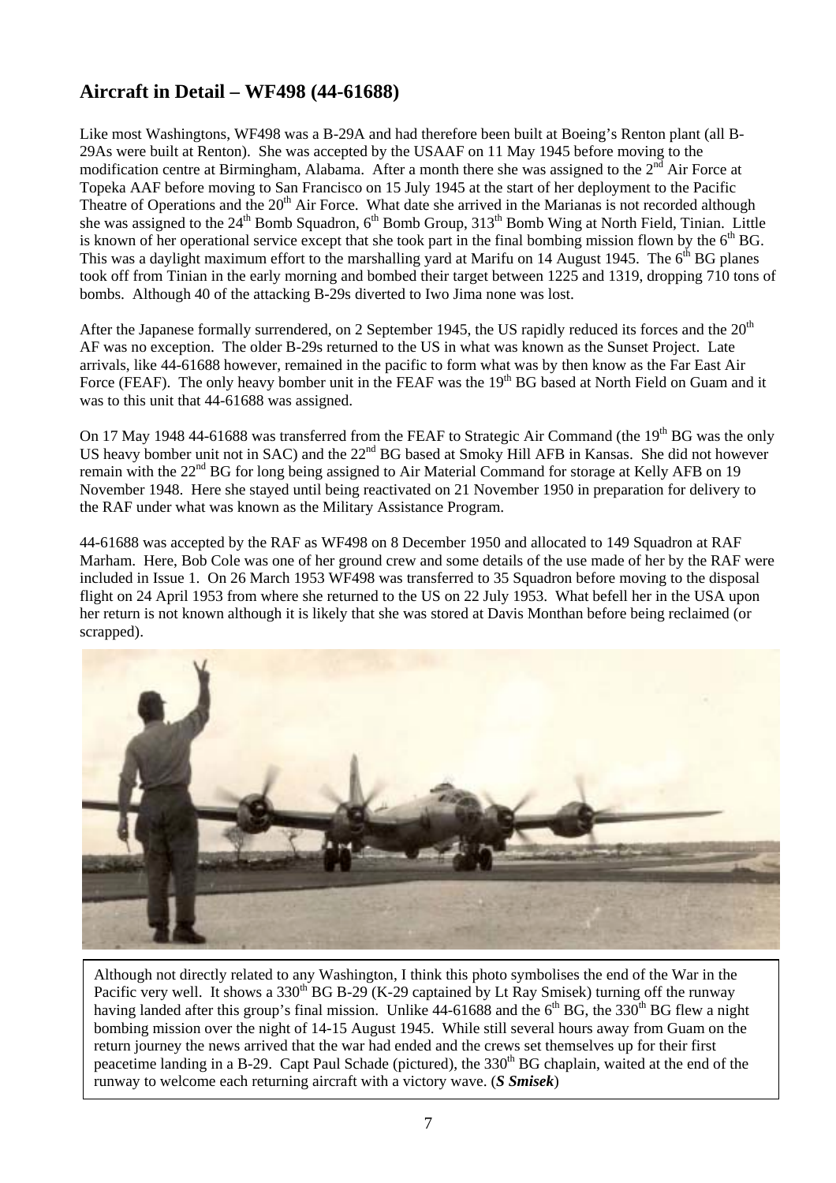## Aircraft in Detail – WF498 (44-61688)

Like most Washingtons, WF498 was a B-29A and had therefore been built at Boeing's Renton plant (all B-29As were built at Renton). She was accepted by the USAAF on 11 May 1945 before moving to the modification centre at Birmingham, Alabama. After a month there she was assigned to the 2nd Air Force at Topeka AAF before moving to San Francisco on 15 July 1945 at the start of her deployment to the Pacific Theatre of Operations and the 20th Air Force. What date she arrived in the Marianas is not recorded although she was assigned to the 24th Bomb Squadron, 6th Bomb Group, 313th Bomb Wing at North Field, Tinian. Little is known of her operational service except that she took part in the final bombing mission flown by the 6th BG. This was a daylight maximum effort to the marshalling yard at Marifu on 14 August 1945. The 6th BG planes took off from Tinian in the early morning and bombed their target between 1225 and 1319, dropping 710 tons of bombs. Although 40 of the attacking B-29s diverted to Iwo Jima none was lost.

After the Japanese formally surrendered, on 2 September 1945, the US rapidly reduced its forces and the 20th AF was no exception. The older B-29s returned to the US in what was known as the Sunset Project. Late arrivals, like 44-61688 however, remained in the pacific to form what was by then know as the Far East Air Force (FEAF). The only heavy bomber unit in the FEAF was the 19th BG based at North Field on Guam and it was to this unit that 44-61688 was assigned.

On 17 May 1948 44-61688 was transferred from the FEAF to Strategic Air Command (the 19th BG was the only US heavy bomber unit not in SAC) and the 22nd BG based at Smoky Hill AFB in Kansas. She did not however remain with the 22nd BG for long being assigned to Air Material Command for storage at Kelly AFB on 19 November 1948. Here she stayed until being reactivated on 21 November 1950 in preparation for delivery to the RAF under what was known as the Military Assistance Program.

44-61688 was accepted by the RAF as WF498 on 8 December 1950 and allocated to 149 Squadron at RAF Marham. Here, Bob Cole was one of her ground crew and some details of the use made of her by the RAF were included in Issue 1. On 26 March 1953 WF498 was transferred to 35 Squadron before moving to the disposal flight on 24 April 1953 from where she returned to the US on 22 July 1953. What befell her in the USA upon her return is not known although it is likely that she was stored at Davis Monthan before being reclaimed (or scrapped).

Although not directly related to any Washington, I think this photo symbolises the end of the War in the Pacific very well. It shows a 330th BG B-29 (K-29 captained by Lt Ray Smisek) turning off the runway having landed after this group's final mission. Unlike 44-61688 and the 6th BG, the 330th BG flew a night bombing mission over the night of 14-15 August 1945. While still several hours away from Guam on the return journey the news arrived that the war had ended and the crews set themselves up for their first peacetime landing in a B-29. Capt Paul Schade (pictured), the 330th BG chaplain, waited at the end of the runway to welcome each returning aircraft with a victory wave. (***S Smisek***)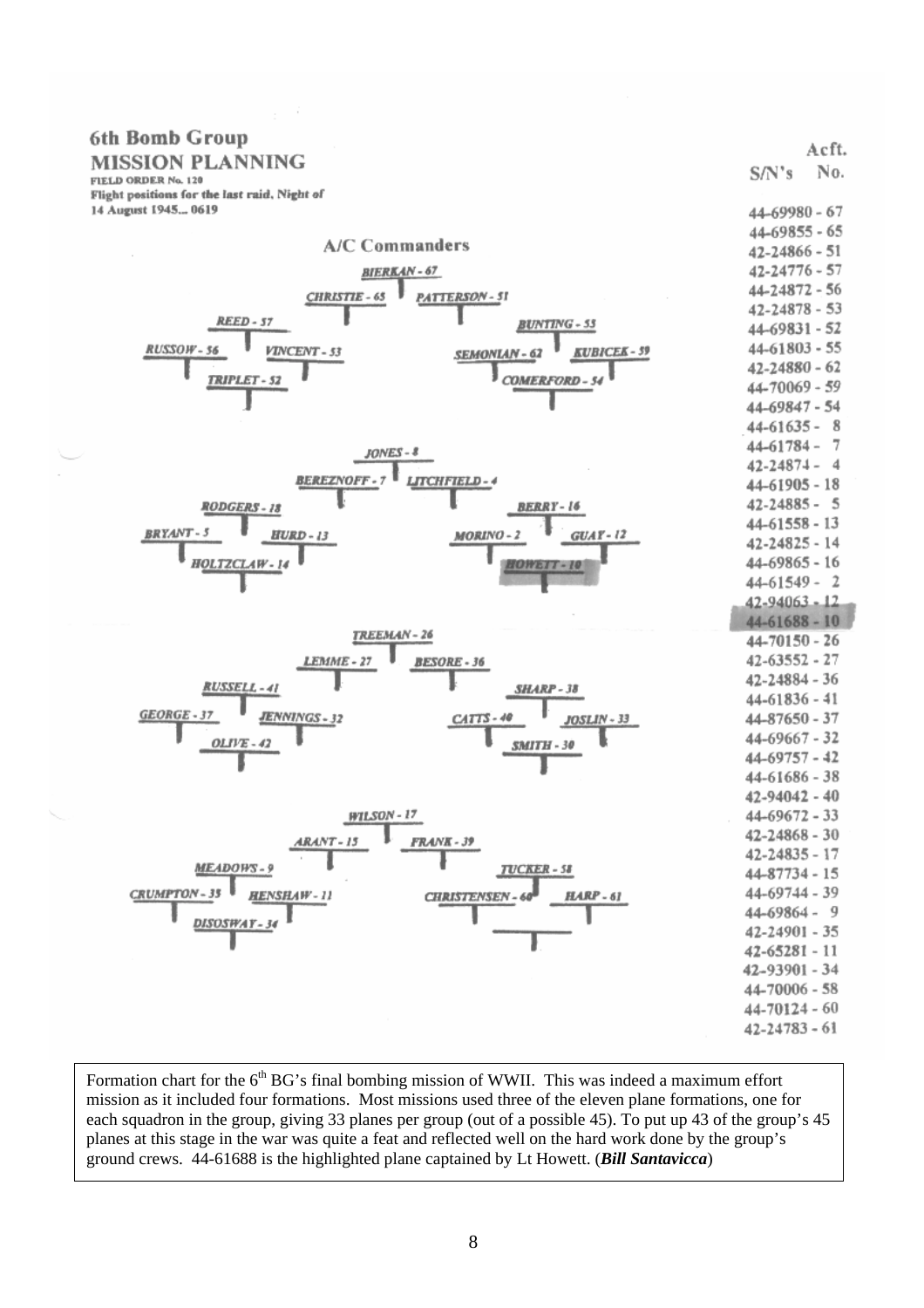**6th Bomb Group**
**MISSION PLANNING**
**FIELD ORDER No. 120**
**Flight positions for the last raid, Night of 14 August 1945... 0619**

**A/C Commanders**

BIERKAN - 67
CHRISTIE - 65, PATTERSON - 51
REED - 57, BUNTING - 53
RUSSOW - 56, VINCENT - 53, SEMONIAN - 62, KUBICEK - 59
TRIPLET - 52, COMERFORD - 54

JONES - 8
BEREZNOFF - 7, LITCHFIELD - 4
RODGERS - 18, BERRY - 16
BRYANT - 5, HURD - 13, MORINO - 2, GUAY - 12
HOLTZCLAW - 14, HOWETT - 10

TREEMAN - 26
LEMME - 27, BESORE - 36
RUSSELL - 41, SHARP - 38
GEORGE - 37, JENNINGS - 32, CATTS - 40, JOSLIN - 33
OLIVE - 42, SMITH - 30

WILSON - 17
ARANT - 15, FRANK - 39
MEADOWS - 9, TUCKER - 58
CRUMPTON - 35, HENSHAW - 11, CHRISTENSEN - 60, HARP - 61
DISOSWAY - 34

| S/N's | Acft. No. |
|---|---|
| 44-69980 | 67 |
| 44-69855 | 65 |
| 42-24866 | 51 |
| 42-24776 | 57 |
| 44-24872 | 56 |
| 42-24878 | 53 |
| 44-69831 | 52 |
| 44-61803 | 55 |
| 42-24880 | 62 |
| 44-70069 | 59 |
| 44-69847 | 54 |
| 44-61635 | 8 |
| 44-61784 | 7 |
| 42-24874 | 4 |
| 44-61905 | 18 |
| 42-24885 | 5 |
| 44-61558 | 13 |
| 42-24825 | 14 |
| 44-69865 | 16 |
| 44-61549 | 2 |
| 42-94063 | 12 |
| 44-61688 | 10 |
| 44-70150 | 26 |
| 42-63552 | 27 |
| 42-24884 | 36 |
| 44-61836 | 41 |
| 44-87650 | 37 |
| 44-69667 | 32 |
| 44-69757 | 42 |
| 44-61686 | 38 |
| 42-94042 | 40 |
| 44-69672 | 33 |
| 42-24868 | 30 |
| 42-24835 | 17 |
| 44-87734 | 15 |
| 44-69744 | 39 |
| 44-69864 | 9 |
| 42-24901 | 35 |
| 42-65281 | 11 |
| 42-93901 | 34 |
| 44-70006 | 58 |
| 44-70124 | 60 |
| 42-24783 | 61 |

Formation chart for the 6th BG's final bombing mission of WWII. This was indeed a maximum effort mission as it included four formations. Most missions used three of the eleven plane formations, one for each squadron in the group, giving 33 planes per group (out of a possible 45). To put up 43 of the group's 45 planes at this stage in the war was quite a feat and reflected well on the hard work done by the group's ground crews. 44-61688 is the highlighted plane captained by Lt Howett. (***Bill Santavicca***)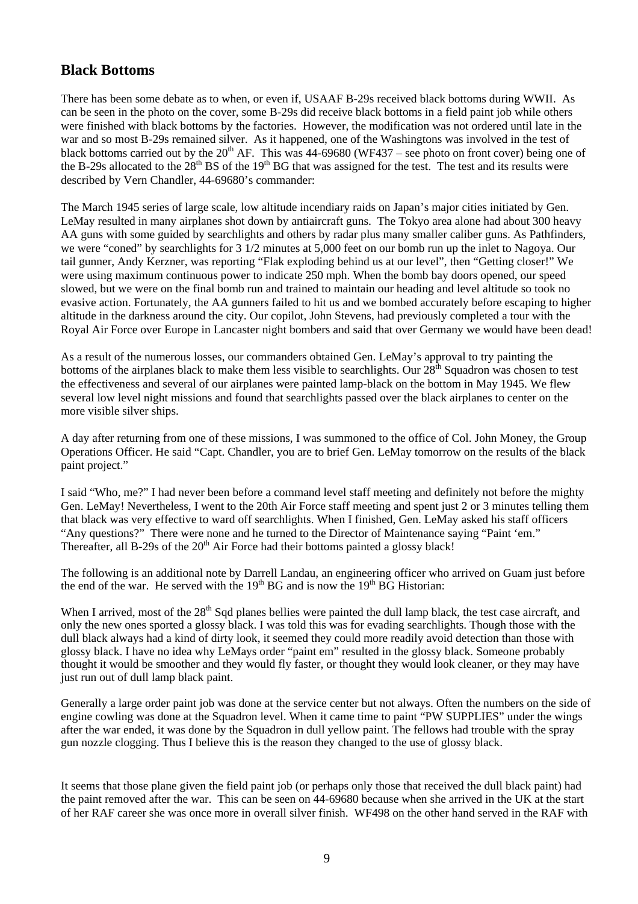## Black Bottoms

There has been some debate as to when, or even if, USAAF B-29s received black bottoms during WWII. As can be seen in the photo on the cover, some B-29s did receive black bottoms in a field paint job while others were finished with black bottoms by the factories. However, the modification was not ordered until late in the war and so most B-29s remained silver. As it happened, one of the Washingtons was involved in the test of black bottoms carried out by the 20th AF. This was 44-69680 (WF437 – see photo on front cover) being one of the B-29s allocated to the 28th BS of the 19th BG that was assigned for the test. The test and its results were described by Vern Chandler, 44-69680's commander:

The March 1945 series of large scale, low altitude incendiary raids on Japan's major cities initiated by Gen. LeMay resulted in many airplanes shot down by antiaircraft guns. The Tokyo area alone had about 300 heavy AA guns with some guided by searchlights and others by radar plus many smaller caliber guns. As Pathfinders, we were "coned" by searchlights for 3 1/2 minutes at 5,000 feet on our bomb run up the inlet to Nagoya. Our tail gunner, Andy Kerzner, was reporting "Flak exploding behind us at our level", then "Getting closer!" We were using maximum continuous power to indicate 250 mph. When the bomb bay doors opened, our speed slowed, but we were on the final bomb run and trained to maintain our heading and level altitude so took no evasive action. Fortunately, the AA gunners failed to hit us and we bombed accurately before escaping to higher altitude in the darkness around the city. Our copilot, John Stevens, had previously completed a tour with the Royal Air Force over Europe in Lancaster night bombers and said that over Germany we would have been dead!

As a result of the numerous losses, our commanders obtained Gen. LeMay's approval to try painting the bottoms of the airplanes black to make them less visible to searchlights. Our 28th Squadron was chosen to test the effectiveness and several of our airplanes were painted lamp-black on the bottom in May 1945. We flew several low level night missions and found that searchlights passed over the black airplanes to center on the more visible silver ships.

A day after returning from one of these missions, I was summoned to the office of Col. John Money, the Group Operations Officer. He said "Capt. Chandler, you are to brief Gen. LeMay tomorrow on the results of the black paint project."

I said "Who, me?" I had never been before a command level staff meeting and definitely not before the mighty Gen. LeMay! Nevertheless, I went to the 20th Air Force staff meeting and spent just 2 or 3 minutes telling them that black was very effective to ward off searchlights. When I finished, Gen. LeMay asked his staff officers "Any questions?" There were none and he turned to the Director of Maintenance saying "Paint 'em." Thereafter, all B-29s of the 20th Air Force had their bottoms painted a glossy black!

The following is an additional note by Darrell Landau, an engineering officer who arrived on Guam just before the end of the war. He served with the 19th BG and is now the 19th BG Historian:

When I arrived, most of the 28th Sqd planes bellies were painted the dull lamp black, the test case aircraft, and only the new ones sported a glossy black. I was told this was for evading searchlights. Though those with the dull black always had a kind of dirty look, it seemed they could more readily avoid detection than those with glossy black. I have no idea why LeMays order "paint em" resulted in the glossy black. Someone probably thought it would be smoother and they would fly faster, or thought they would look cleaner, or they may have just run out of dull lamp black paint.

Generally a large order paint job was done at the service center but not always. Often the numbers on the side of engine cowling was done at the Squadron level. When it came time to paint "PW SUPPLIES" under the wings after the war ended, it was done by the Squadron in dull yellow paint. The fellows had trouble with the spray gun nozzle clogging. Thus I believe this is the reason they changed to the use of glossy black.

It seems that those plane given the field paint job (or perhaps only those that received the dull black paint) had the paint removed after the war. This can be seen on 44-69680 because when she arrived in the UK at the start of her RAF career she was once more in overall silver finish. WF498 on the other hand served in the RAF with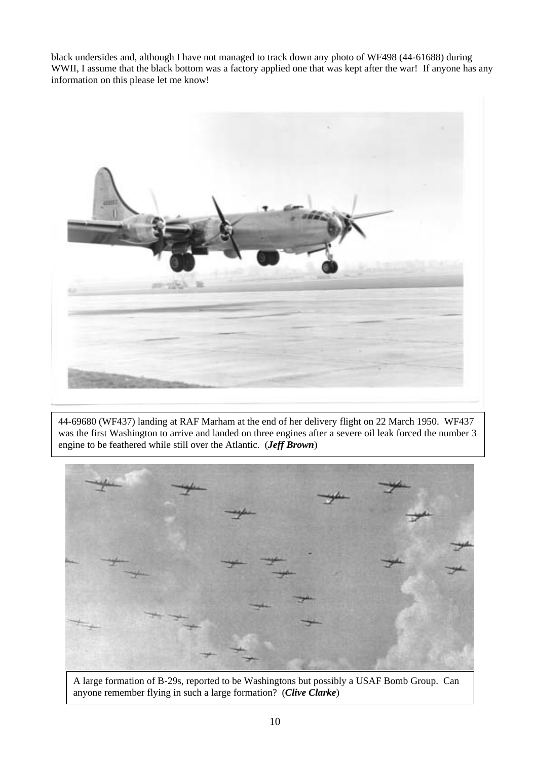black undersides and, although I have not managed to track down any photo of WF498 (44-61688) during WWII, I assume that the black bottom was a factory applied one that was kept after the war! If anyone has any information on this please let me know!

44-69680 (WF437) landing at RAF Marham at the end of her delivery flight on 22 March 1950. WF437 was the first Washington to arrive and landed on three engines after a severe oil leak forced the number 3 engine to be feathered while still over the Atlantic. (***Jeff Brown***)

A large formation of B-29s, reported to be Washingtons but possibly a USAF Bomb Group. Can anyone remember flying in such a large formation? (***Clive Clarke***)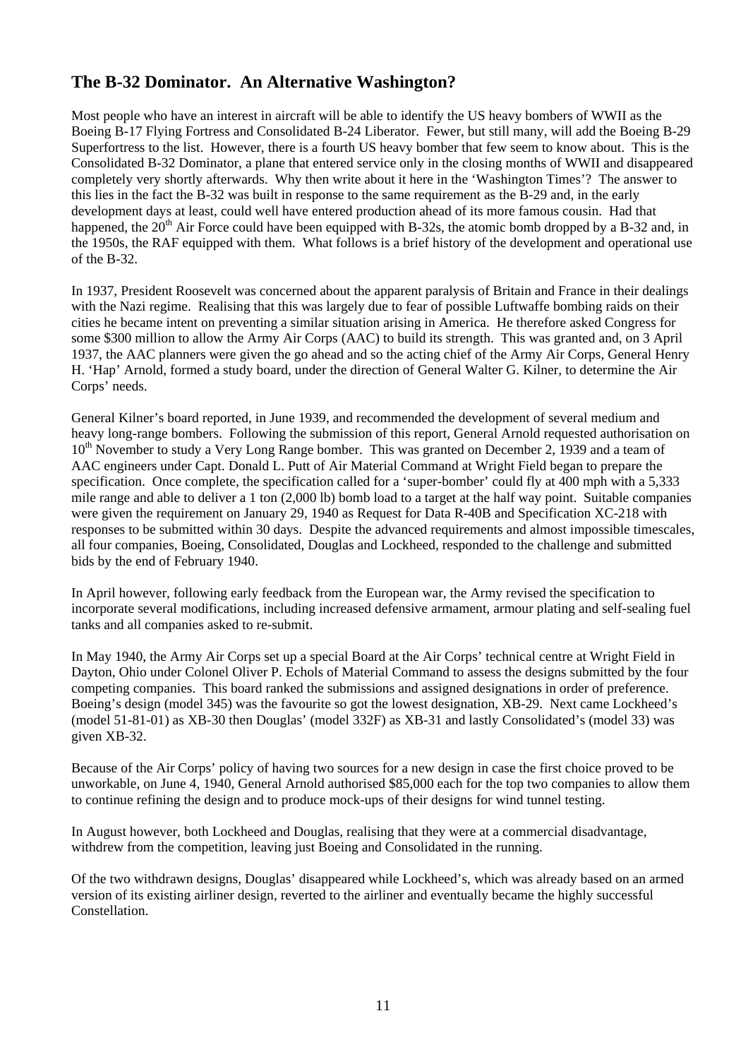## The B-32 Dominator.  An Alternative Washington?

Most people who have an interest in aircraft will be able to identify the US heavy bombers of WWII as the Boeing B-17 Flying Fortress and Consolidated B-24 Liberator.  Fewer, but still many, will add the Boeing B-29 Superfortress to the list.  However, there is a fourth US heavy bomber that few seem to know about.  This is the Consolidated B-32 Dominator, a plane that entered service only in the closing months of WWII and disappeared completely very shortly afterwards.  Why then write about it here in the 'Washington Times'?  The answer to this lies in the fact the B-32 was built in response to the same requirement as the B-29 and, in the early development days at least, could well have entered production ahead of its more famous cousin.  Had that happened, the 20th Air Force could have been equipped with B-32s, the atomic bomb dropped by a B-32 and, in the 1950s, the RAF equipped with them.  What follows is a brief history of the development and operational use of the B-32.

In 1937, President Roosevelt was concerned about the apparent paralysis of Britain and France in their dealings with the Nazi regime.  Realising that this was largely due to fear of possible Luftwaffe bombing raids on their cities he became intent on preventing a similar situation arising in America.  He therefore asked Congress for some $300 million to allow the Army Air Corps (AAC) to build its strength.  This was granted and, on 3 April 1937, the AAC planners were given the go ahead and so the acting chief of the Army Air Corps, General Henry H. 'Hap' Arnold, formed a study board, under the direction of General Walter G. Kilner, to determine the Air Corps' needs.

General Kilner's board reported, in June 1939, and recommended the development of several medium and heavy long-range bombers.  Following the submission of this report, General Arnold requested authorisation on 10th November to study a Very Long Range bomber.  This was granted on December 2, 1939 and a team of AAC engineers under Capt. Donald L. Putt of Air Material Command at Wright Field began to prepare the specification.  Once complete, the specification called for a 'super-bomber' could fly at 400 mph with a 5,333 mile range and able to deliver a 1 ton (2,000 lb) bomb load to a target at the half way point.  Suitable companies were given the requirement on January 29, 1940 as Request for Data R-40B and Specification XC-218 with responses to be submitted within 30 days.  Despite the advanced requirements and almost impossible timescales, all four companies, Boeing, Consolidated, Douglas and Lockheed, responded to the challenge and submitted bids by the end of February 1940.

In April however, following early feedback from the European war, the Army revised the specification to incorporate several modifications, including increased defensive armament, armour plating and self-sealing fuel tanks and all companies asked to re-submit.

In May 1940, the Army Air Corps set up a special Board at the Air Corps' technical centre at Wright Field in Dayton, Ohio under Colonel Oliver P. Echols of Material Command to assess the designs submitted by the four competing companies.  This board ranked the submissions and assigned designations in order of preference.  Boeing's design (model 345) was the favourite so got the lowest designation, XB-29.  Next came Lockheed's (model 51-81-01) as XB-30 then Douglas' (model 332F) as XB-31 and lastly Consolidated's (model 33) was given XB-32.

Because of the Air Corps' policy of having two sources for a new design in case the first choice proved to be unworkable, on June 4, 1940, General Arnold authorised $85,000 each for the top two companies to allow them to continue refining the design and to produce mock-ups of their designs for wind tunnel testing.

In August however, both Lockheed and Douglas, realising that they were at a commercial disadvantage, withdrew from the competition, leaving just Boeing and Consolidated in the running.

Of the two withdrawn designs, Douglas' disappeared while Lockheed's, which was already based on an armed version of its existing airliner design, reverted to the airliner and eventually became the highly successful Constellation.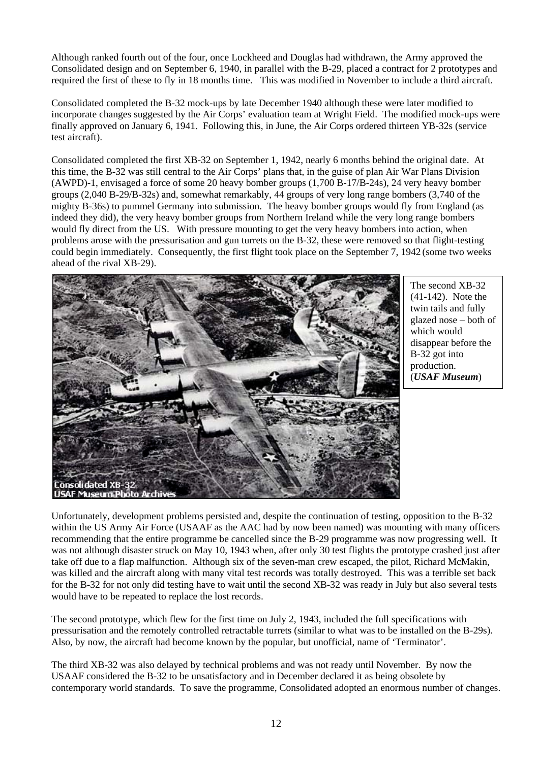Although ranked fourth out of the four, once Lockheed and Douglas had withdrawn, the Army approved the Consolidated design and on September 6, 1940, in parallel with the B-29, placed a contract for 2 prototypes and required the first of these to fly in 18 months time. This was modified in November to include a third aircraft.

Consolidated completed the B-32 mock-ups by late December 1940 although these were later modified to incorporate changes suggested by the Air Corps' evaluation team at Wright Field. The modified mock-ups were finally approved on January 6, 1941. Following this, in June, the Air Corps ordered thirteen YB-32s (service test aircraft).

Consolidated completed the first XB-32 on September 1, 1942, nearly 6 months behind the original date. At this time, the B-32 was still central to the Air Corps' plans that, in the guise of plan Air War Plans Division (AWPD)-1, envisaged a force of some 20 heavy bomber groups (1,700 B-17/B-24s), 24 very heavy bomber groups (2,040 B-29/B-32s) and, somewhat remarkably, 44 groups of very long range bombers (3,740 of the mighty B-36s) to pummel Germany into submission. The heavy bomber groups would fly from England (as indeed they did), the very heavy bomber groups from Northern Ireland while the very long range bombers would fly direct from the US. With pressure mounting to get the very heavy bombers into action, when problems arose with the pressurisation and gun turrets on the B-32, these were removed so that flight-testing could begin immediately. Consequently, the first flight took place on the September 7, 1942 (some two weeks ahead of the rival XB-29).

The second XB-32 (41-142). Note the twin tails and fully glazed nose – both of which would disappear before the B-32 got into production. (***USAF Museum***)

Unfortunately, development problems persisted and, despite the continuation of testing, opposition to the B-32 within the US Army Air Force (USAAF as the AAC had by now been named) was mounting with many officers recommending that the entire programme be cancelled since the B-29 programme was now progressing well. It was not although disaster struck on May 10, 1943 when, after only 30 test flights the prototype crashed just after take off due to a flap malfunction. Although six of the seven-man crew escaped, the pilot, Richard McMakin, was killed and the aircraft along with many vital test records was totally destroyed. This was a terrible set back for the B-32 for not only did testing have to wait until the second XB-32 was ready in July but also several tests would have to be repeated to replace the lost records.

The second prototype, which flew for the first time on July 2, 1943, included the full specifications with pressurisation and the remotely controlled retractable turrets (similar to what was to be installed on the B-29s). Also, by now, the aircraft had become known by the popular, but unofficial, name of 'Terminator'.

The third XB-32 was also delayed by technical problems and was not ready until November. By now the USAAF considered the B-32 to be unsatisfactory and in December declared it as being obsolete by contemporary world standards. To save the programme, Consolidated adopted an enormous number of changes.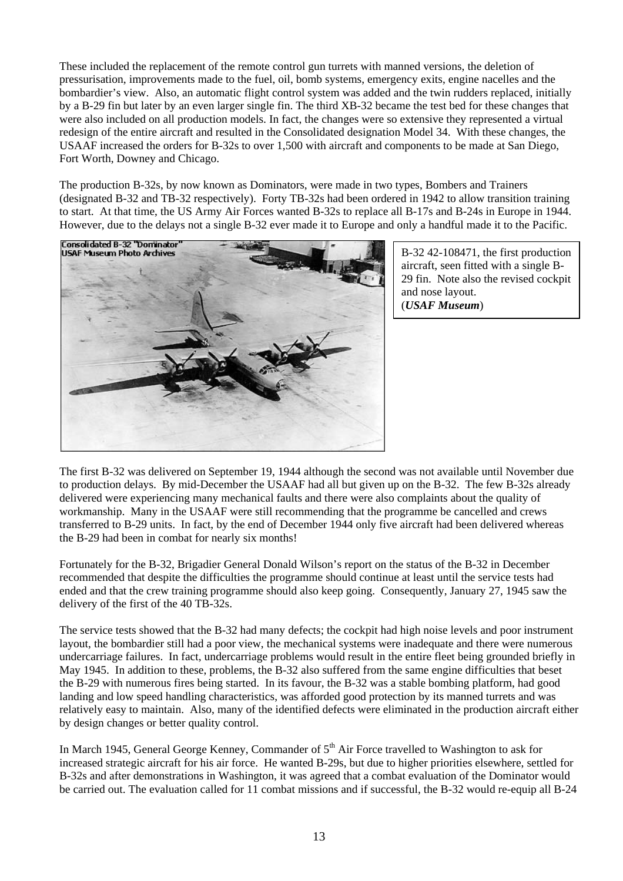These included the replacement of the remote control gun turrets with manned versions, the deletion of pressurisation, improvements made to the fuel, oil, bomb systems, emergency exits, engine nacelles and the bombardier's view. Also, an automatic flight control system was added and the twin rudders replaced, initially by a B-29 fin but later by an even larger single fin. The third XB-32 became the test bed for these changes that were also included on all production models. In fact, the changes were so extensive they represented a virtual redesign of the entire aircraft and resulted in the Consolidated designation Model 34. With these changes, the USAAF increased the orders for B-32s to over 1,500 with aircraft and components to be made at San Diego, Fort Worth, Downey and Chicago.

The production B-32s, by now known as Dominators, were made in two types, Bombers and Trainers (designated B-32 and TB-32 respectively). Forty TB-32s had been ordered in 1942 to allow transition training to start. At that time, the US Army Air Forces wanted B-32s to replace all B-17s and B-24s in Europe in 1944. However, due to the delays not a single B-32 ever made it to Europe and only a handful made it to the Pacific.

Consolidated B-32 "Dominator"
USAF Museum Photo Archives

B-32 42-108471, the first production aircraft, seen fitted with a single B-29 fin. Note also the revised cockpit and nose layout. (***USAF Museum***)

The first B-32 was delivered on September 19, 1944 although the second was not available until November due to production delays. By mid-December the USAAF had all but given up on the B-32. The few B-32s already delivered were experiencing many mechanical faults and there were also complaints about the quality of workmanship. Many in the USAAF were still recommending that the programme be cancelled and crews transferred to B-29 units. In fact, by the end of December 1944 only five aircraft had been delivered whereas the B-29 had been in combat for nearly six months!

Fortunately for the B-32, Brigadier General Donald Wilson's report on the status of the B-32 in December recommended that despite the difficulties the programme should continue at least until the service tests had ended and that the crew training programme should also keep going. Consequently, January 27, 1945 saw the delivery of the first of the 40 TB-32s.

The service tests showed that the B-32 had many defects; the cockpit had high noise levels and poor instrument layout, the bombardier still had a poor view, the mechanical systems were inadequate and there were numerous undercarriage failures. In fact, undercarriage problems would result in the entire fleet being grounded briefly in May 1945. In addition to these, problems, the B-32 also suffered from the same engine difficulties that beset the B-29 with numerous fires being started. In its favour, the B-32 was a stable bombing platform, had good landing and low speed handling characteristics, was afforded good protection by its manned turrets and was relatively easy to maintain. Also, many of the identified defects were eliminated in the production aircraft either by design changes or better quality control.

In March 1945, General George Kenney, Commander of 5th Air Force travelled to Washington to ask for increased strategic aircraft for his air force. He wanted B-29s, but due to higher priorities elsewhere, settled for B-32s and after demonstrations in Washington, it was agreed that a combat evaluation of the Dominator would be carried out. The evaluation called for 11 combat missions and if successful, the B-32 would re-equip all B-24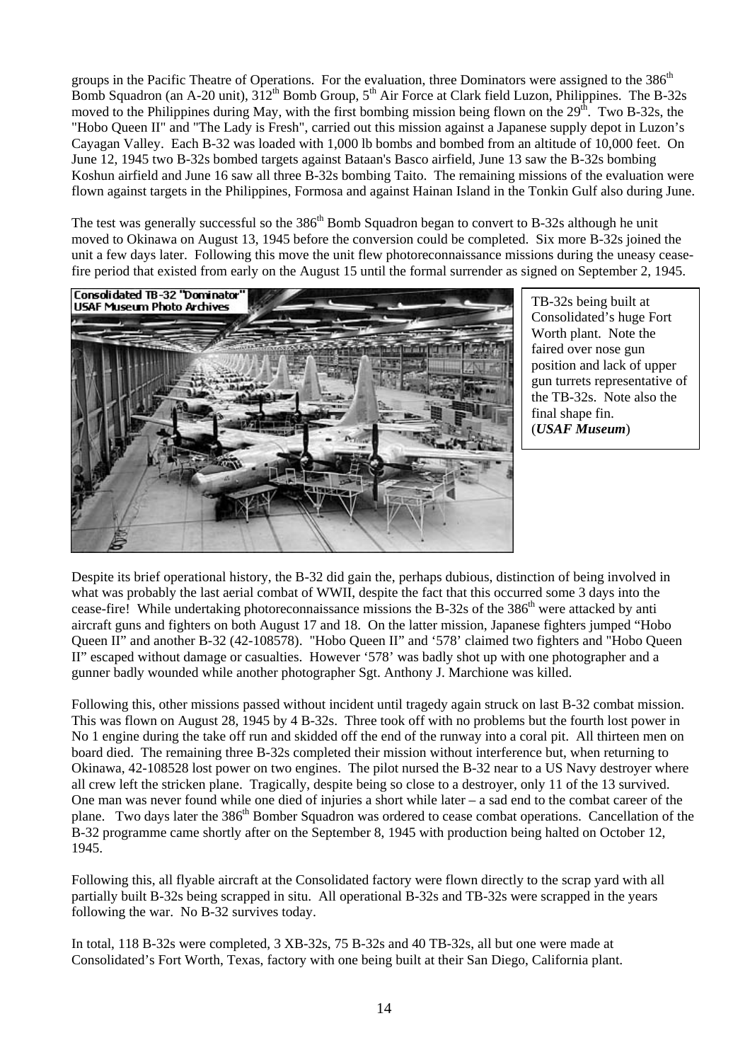groups in the Pacific Theatre of Operations. For the evaluation, three Dominators were assigned to the 386th Bomb Squadron (an A-20 unit), 312th Bomb Group, 5th Air Force at Clark field Luzon, Philippines. The B-32s moved to the Philippines during May, with the first bombing mission being flown on the 29th. Two B-32s, the "Hobo Queen II" and "The Lady is Fresh", carried out this mission against a Japanese supply depot in Luzon's Cayagan Valley. Each B-32 was loaded with 1,000 lb bombs and bombed from an altitude of 10,000 feet. On June 12, 1945 two B-32s bombed targets against Bataan's Basco airfield, June 13 saw the B-32s bombing Koshun airfield and June 16 saw all three B-32s bombing Taito. The remaining missions of the evaluation were flown against targets in the Philippines, Formosa and against Hainan Island in the Tonkin Gulf also during June.

The test was generally successful so the 386th Bomb Squadron began to convert to B-32s although he unit moved to Okinawa on August 13, 1945 before the conversion could be completed. Six more B-32s joined the unit a few days later. Following this move the unit flew photoreconnaissance missions during the uneasy cease-fire period that existed from early on the August 15 until the formal surrender as signed on September 2, 1945.

Consolidated TB-32 "Dominator"
USAF Museum Photo Archives

TB-32s being built at Consolidated's huge Fort Worth plant. Note the faired over nose gun position and lack of upper gun turrets representative of the TB-32s. Note also the final shape fin. (***USAF Museum***)

Despite its brief operational history, the B-32 did gain the, perhaps dubious, distinction of being involved in what was probably the last aerial combat of WWII, despite the fact that this occurred some 3 days into the cease-fire! While undertaking photoreconnaissance missions the B-32s of the 386th were attacked by anti aircraft guns and fighters on both August 17 and 18. On the latter mission, Japanese fighters jumped "Hobo Queen II" and another B-32 (42-108578). "Hobo Queen II" and '578' claimed two fighters and "Hobo Queen II" escaped without damage or casualties. However '578' was badly shot up with one photographer and a gunner badly wounded while another photographer Sgt. Anthony J. Marchione was killed.

Following this, other missions passed without incident until tragedy again struck on last B-32 combat mission. This was flown on August 28, 1945 by 4 B-32s. Three took off with no problems but the fourth lost power in No 1 engine during the take off run and skidded off the end of the runway into a coral pit. All thirteen men on board died. The remaining three B-32s completed their mission without interference but, when returning to Okinawa, 42-108528 lost power on two engines. The pilot nursed the B-32 near to a US Navy destroyer where all crew left the stricken plane. Tragically, despite being so close to a destroyer, only 11 of the 13 survived. One man was never found while one died of injuries a short while later – a sad end to the combat career of the plane. Two days later the 386th Bomber Squadron was ordered to cease combat operations. Cancellation of the B-32 programme came shortly after on the September 8, 1945 with production being halted on October 12, 1945.

Following this, all flyable aircraft at the Consolidated factory were flown directly to the scrap yard with all partially built B-32s being scrapped in situ. All operational B-32s and TB-32s were scrapped in the years following the war. No B-32 survives today.

In total, 118 B-32s were completed, 3 XB-32s, 75 B-32s and 40 TB-32s, all but one were made at Consolidated's Fort Worth, Texas, factory with one being built at their San Diego, California plant.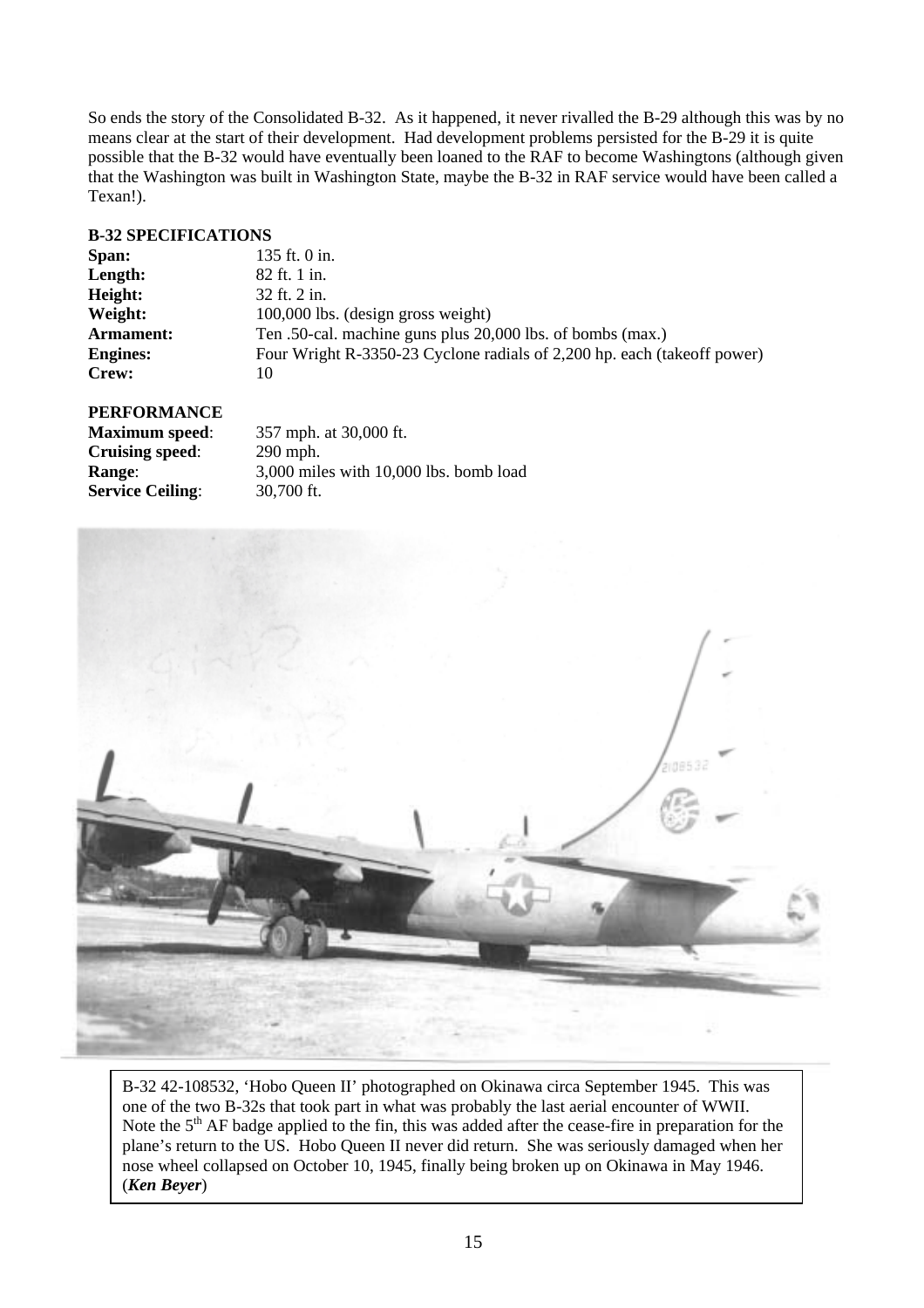So ends the story of the Consolidated B-32. As it happened, it never rivalled the B-29 although this was by no means clear at the start of their development. Had development problems persisted for the B-29 it is quite possible that the B-32 would have eventually been loaned to the RAF to become Washingtons (although given that the Washington was built in Washington State, maybe the B-32 in RAF service would have been called a Texan!).

**B-32 SPECIFICATIONS**

| | |
|---|---|
| **Span:** | 135 ft. 0 in. |
| **Length:** | 82 ft. 1 in. |
| **Height:** | 32 ft. 2 in. |
| **Weight:** | 100,000 lbs. (design gross weight) |
| **Armament:** | Ten .50-cal. machine guns plus 20,000 lbs. of bombs (max.) |
| **Engines:** | Four Wright R-3350-23 Cyclone radials of 2,200 hp. each (takeoff power) |
| **Crew:** | 10 |

**PERFORMANCE**

| | |
|---|---|
| **Maximum speed**: | 357 mph. at 30,000 ft. |
| **Cruising speed**: | 290 mph. |
| **Range**: | 3,000 miles with 10,000 lbs. bomb load |
| **Service Ceiling**: | 30,700 ft. |

B-32 42-108532, 'Hobo Queen II' photographed on Okinawa circa September 1945. This was one of the two B-32s that took part in what was probably the last aerial encounter of WWII. Note the 5th AF badge applied to the fin, this was added after the cease-fire in preparation for the plane's return to the US. Hobo Queen II never did return. She was seriously damaged when her nose wheel collapsed on October 10, 1945, finally being broken up on Okinawa in May 1946. (***Ken Beyer***)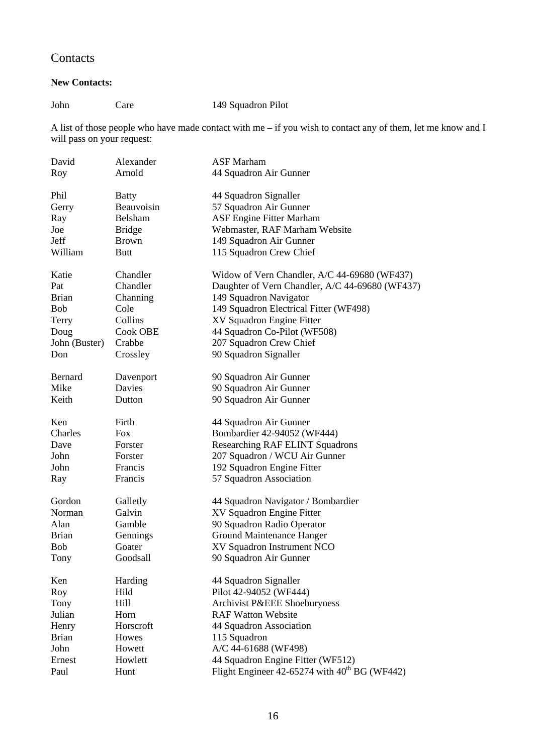## Contacts

**New Contacts:**

| | | |
|---|---|---|
| John | Care | 149 Squadron Pilot |

A list of those people who have made contact with me – if you wish to contact any of them, let me know and I will pass on your request:

| | | |
|---|---|---|
| David | Alexander | ASF Marham |
| Roy | Arnold | 44 Squadron Air Gunner |
| Phil | Batty | 44 Squadron Signaller |
| Gerry | Beauvoisin | 57 Squadron Air Gunner |
| Ray | Belsham | ASF Engine Fitter Marham |
| Joe | Bridge | Webmaster, RAF Marham Website |
| Jeff | Brown | 149 Squadron Air Gunner |
| William | Butt | 115 Squadron Crew Chief |
| Katie | Chandler | Widow of Vern Chandler, A/C 44-69680 (WF437) |
| Pat | Chandler | Daughter of Vern Chandler, A/C 44-69680 (WF437) |
| Brian | Channing | 149 Squadron Navigator |
| Bob | Cole | 149 Squadron Electrical Fitter (WF498) |
| Terry | Collins | XV Squadron Engine Fitter |
| Doug | Cook OBE | 44 Squadron Co-Pilot (WF508) |
| John (Buster) | Crabbe | 207 Squadron Crew Chief |
| Don | Crossley | 90 Squadron Signaller |
| Bernard | Davenport | 90 Squadron Air Gunner |
| Mike | Davies | 90 Squadron Air Gunner |
| Keith | Dutton | 90 Squadron Air Gunner |
| Ken | Firth | 44 Squadron Air Gunner |
| Charles | Fox | Bombardier 42-94052 (WF444) |
| Dave | Forster | Researching RAF ELINT Squadrons |
| John | Forster | 207 Squadron / WCU Air Gunner |
| John | Francis | 192 Squadron Engine Fitter |
| Ray | Francis | 57 Squadron Association |
| Gordon | Galletly | 44 Squadron Navigator / Bombardier |
| Norman | Galvin | XV Squadron Engine Fitter |
| Alan | Gamble | 90 Squadron Radio Operator |
| Brian | Gennings | Ground Maintenance Hanger |
| Bob | Goater | XV Squadron Instrument NCO |
| Tony | Goodsall | 90 Squadron Air Gunner |
| Ken | Harding | 44 Squadron Signaller |
| Roy | Hild | Pilot 42-94052 (WF444) |
| Tony | Hill | Archivist P&EEE Shoeburyness |
| Julian | Horn | RAF Watton Website |
| Henry | Horscroft | 44 Squadron Association |
| Brian | Howes | 115 Squadron |
| John | Howett | A/C 44-61688 (WF498) |
| Ernest | Howlett | 44 Squadron Engine Fitter (WF512) |
| Paul | Hunt | Flight Engineer 42-65274 with 40th BG (WF442) |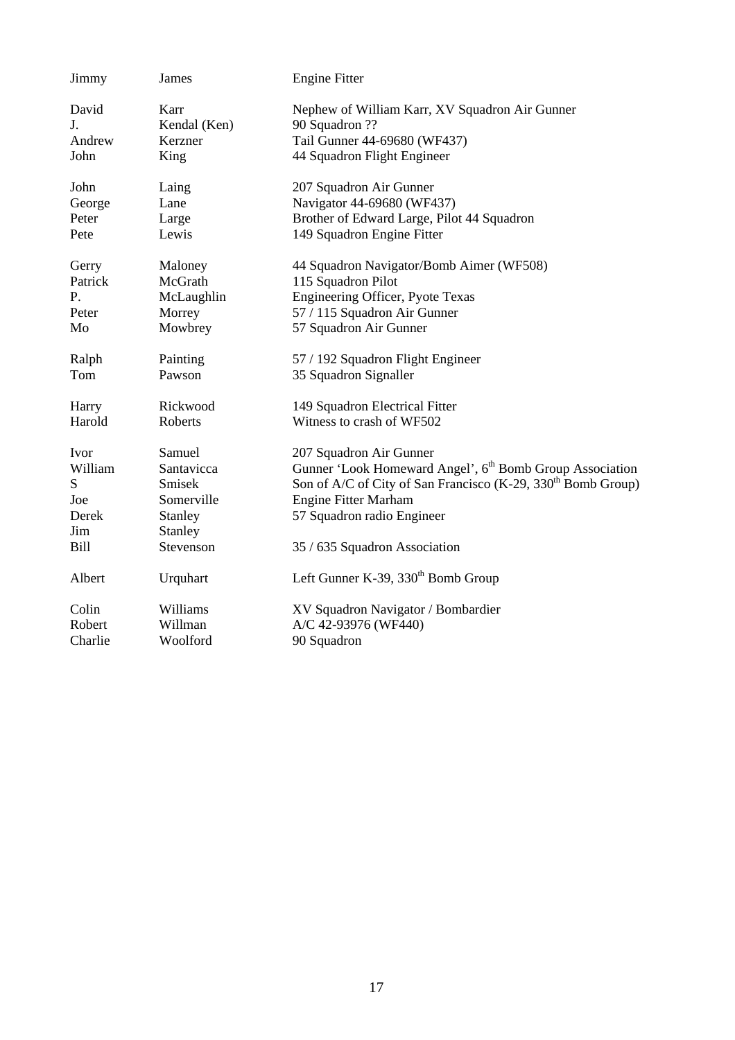| | | |
|---|---|---|
| Jimmy | James | Engine Fitter |
| David | Karr | Nephew of William Karr, XV Squadron Air Gunner |
| J. | Kendal (Ken) | 90 Squadron ?? |
| Andrew | Kerzner | Tail Gunner 44-69680 (WF437) |
| John | King | 44 Squadron Flight Engineer |
| John | Laing | 207 Squadron Air Gunner |
| George | Lane | Navigator 44-69680 (WF437) |
| Peter | Large | Brother of Edward Large, Pilot 44 Squadron |
| Pete | Lewis | 149 Squadron Engine Fitter |
| Gerry | Maloney | 44 Squadron Navigator/Bomb Aimer (WF508) |
| Patrick | McGrath | 115 Squadron Pilot |
| P. | McLaughlin | Engineering Officer, Pyote Texas |
| Peter | Morrey | 57 / 115 Squadron Air Gunner |
| Mo | Mowbrey | 57 Squadron Air Gunner |
| Ralph | Painting | 57 / 192 Squadron Flight Engineer |
| Tom | Pawson | 35 Squadron Signaller |
| Harry | Rickwood | 149 Squadron Electrical Fitter |
| Harold | Roberts | Witness to crash of WF502 |
| Ivor | Samuel | 207 Squadron Air Gunner |
| William | Santavicca | Gunner 'Look Homeward Angel', 6th Bomb Group Association |
| S | Smisek | Son of A/C of City of San Francisco (K-29, 330th Bomb Group) |
| Joe | Somerville | Engine Fitter Marham |
| Derek | Stanley | 57 Squadron radio Engineer |
| Jim | Stanley | |
| Bill | Stevenson | 35 / 635 Squadron Association |
| Albert | Urquhart | Left Gunner K-39, 330th Bomb Group |
| Colin | Williams | XV Squadron Navigator / Bombardier |
| Robert | Willman | A/C 42-93976 (WF440) |
| Charlie | Woolford | 90 Squadron |